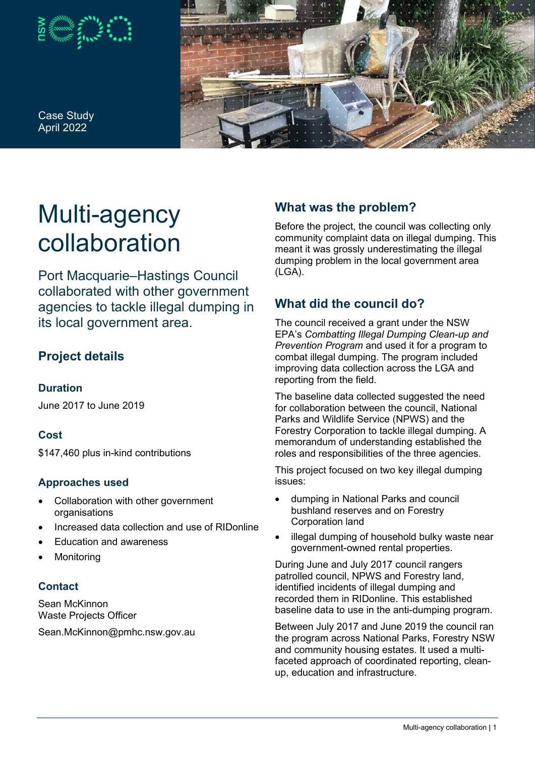Case Study
April 2022

# Multi-agency collaboration

Port Macquarie–Hastings Council collaborated with other government agencies to tackle illegal dumping in its local government area.

## Project details

### Duration

June 2017 to June 2019

### Cost

$147,460 plus in-kind contributions

### Approaches used

- Collaboration with other government organisations
- Increased data collection and use of RIDonline
- Education and awareness
- Monitoring

### Contact

Sean McKinnon
Waste Projects Officer

Sean.McKinnon@pmhc.nsw.gov.au

## What was the problem?

Before the project, the council was collecting only community complaint data on illegal dumping. This meant it was grossly underestimating the illegal dumping problem in the local government area (LGA).

## What did the council do?

The council received a grant under the NSW EPA's *Combatting Illegal Dumping Clean-up and Prevention Program* and used it for a program to combat illegal dumping. The program included improving data collection across the LGA and reporting from the field.

The baseline data collected suggested the need for collaboration between the council, National Parks and Wildlife Service (NPWS) and the Forestry Corporation to tackle illegal dumping. A memorandum of understanding established the roles and responsibilities of the three agencies.

This project focused on two key illegal dumping issues:

- dumping in National Parks and council bushland reserves and on Forestry Corporation land
- illegal dumping of household bulky waste near government-owned rental properties.

During June and July 2017 council rangers patrolled council, NPWS and Forestry land, identified incidents of illegal dumping and recorded them in RIDonline. This established baseline data to use in the anti-dumping program.

Between July 2017 and June 2019 the council ran the program across National Parks, Forestry NSW and community housing estates. It used a multi-faceted approach of coordinated reporting, clean-up, education and infrastructure.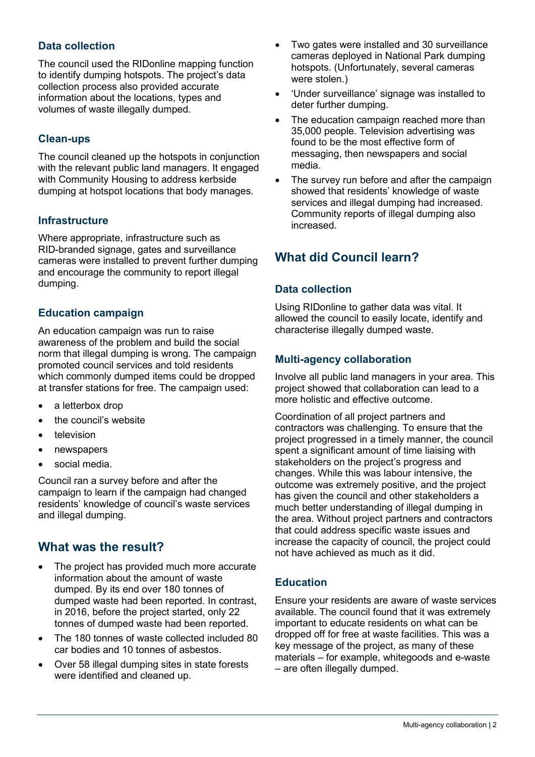### Data collection

The council used the RIDonline mapping function to identify dumping hotspots. The project's data collection process also provided accurate information about the locations, types and volumes of waste illegally dumped.

### Clean-ups

The council cleaned up the hotspots in conjunction with the relevant public land managers. It engaged with Community Housing to address kerbside dumping at hotspot locations that body manages.

### Infrastructure

Where appropriate, infrastructure such as RID-branded signage, gates and surveillance cameras were installed to prevent further dumping and encourage the community to report illegal dumping.

### Education campaign

An education campaign was run to raise awareness of the problem and build the social norm that illegal dumping is wrong. The campaign promoted council services and told residents which commonly dumped items could be dropped at transfer stations for free. The campaign used:

- a letterbox drop
- the council's website
- television
- newspapers
- social media.

Council ran a survey before and after the campaign to learn if the campaign had changed residents' knowledge of council's waste services and illegal dumping.

## What was the result?

- The project has provided much more accurate information about the amount of waste dumped. By its end over 180 tonnes of dumped waste had been reported. In contrast, in 2016, before the project started, only 22 tonnes of dumped waste had been reported.
- The 180 tonnes of waste collected included 80 car bodies and 10 tonnes of asbestos.
- Over 58 illegal dumping sites in state forests were identified and cleaned up.
- Two gates were installed and 30 surveillance cameras deployed in National Park dumping hotspots. (Unfortunately, several cameras were stolen.)
- 'Under surveillance' signage was installed to deter further dumping.
- The education campaign reached more than 35,000 people. Television advertising was found to be the most effective form of messaging, then newspapers and social media.
- The survey run before and after the campaign showed that residents' knowledge of waste services and illegal dumping had increased. Community reports of illegal dumping also increased.

## What did Council learn?

### Data collection

Using RIDonline to gather data was vital. It allowed the council to easily locate, identify and characterise illegally dumped waste.

### Multi-agency collaboration

Involve all public land managers in your area. This project showed that collaboration can lead to a more holistic and effective outcome.

Coordination of all project partners and contractors was challenging. To ensure that the project progressed in a timely manner, the council spent a significant amount of time liaising with stakeholders on the project's progress and changes. While this was labour intensive, the outcome was extremely positive, and the project has given the council and other stakeholders a much better understanding of illegal dumping in the area. Without project partners and contractors that could address specific waste issues and increase the capacity of council, the project could not have achieved as much as it did.

### Education

Ensure your residents are aware of waste services available. The council found that it was extremely important to educate residents on what can be dropped off for free at waste facilities. This was a key message of the project, as many of these materials – for example, whitegoods and e-waste – are often illegally dumped.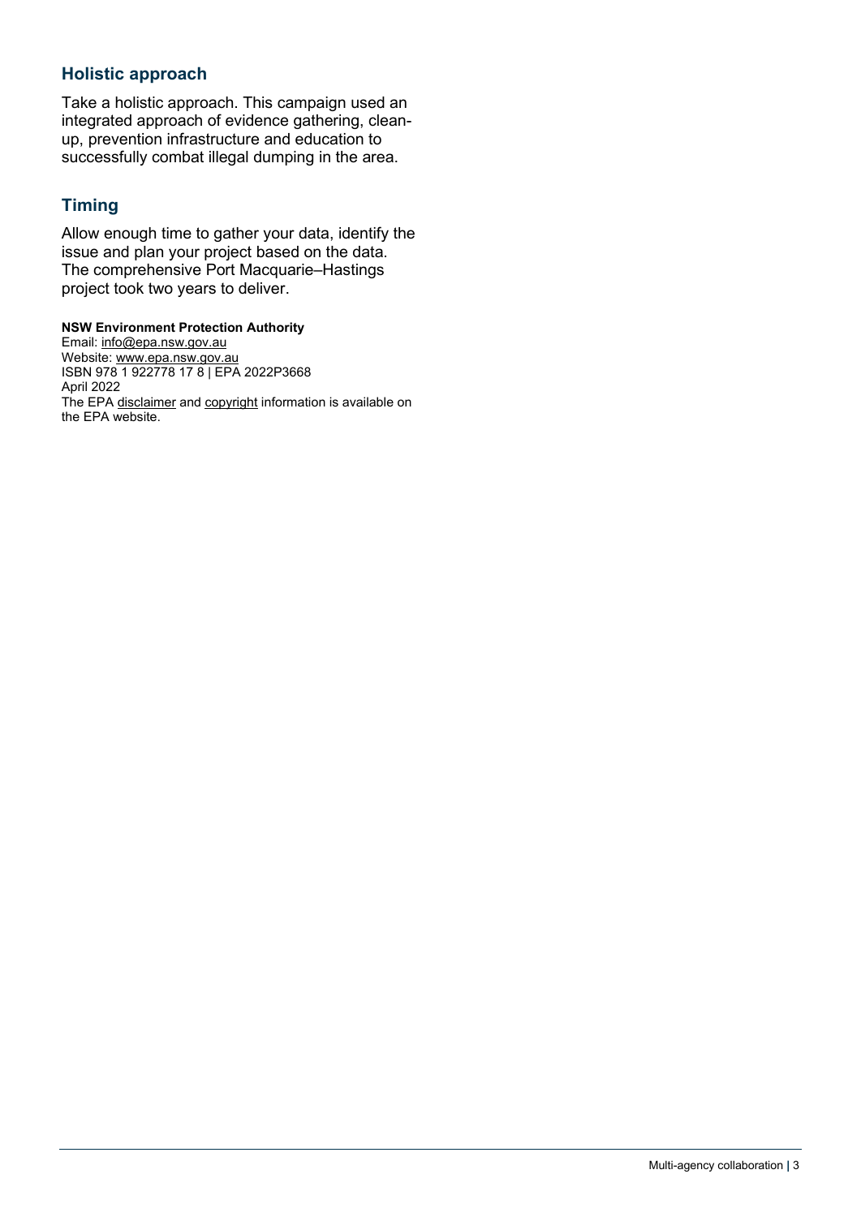## Holistic approach

Take a holistic approach. This campaign used an integrated approach of evidence gathering, clean-up, prevention infrastructure and education to successfully combat illegal dumping in the area.

## Timing

Allow enough time to gather your data, identify the issue and plan your project based on the data. The comprehensive Port Macquarie–Hastings project took two years to deliver.

**NSW Environment Protection Authority**
Email: info@epa.nsw.gov.au
Website: www.epa.nsw.gov.au
ISBN 978 1 922778 17 8 | EPA 2022P3668
April 2022
The EPA disclaimer and copyright information is available on the EPA website.